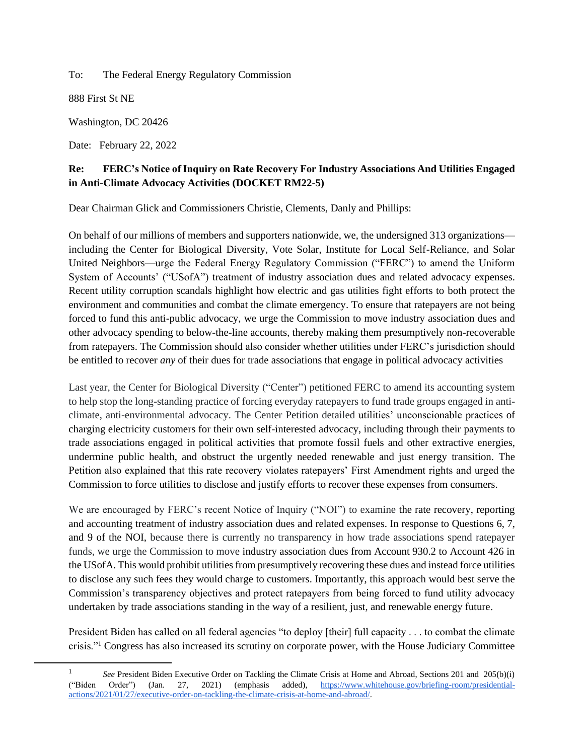To: The Federal Energy Regulatory Commission

888 First St NE

Washington, DC 20426

Date: February 22, 2022

**Re: FERC's Notice of Inquiry on Rate Recovery For Industry Associations And Utilities Engaged in Anti-Climate Advocacy Activities (DOCKET RM22-5)**

Dear Chairman Glick and Commissioners Christie, Clements, Danly and Phillips:

On behalf of our millions of members and supporters nationwide, we, the undersigned 313 organizations—including the Center for Biological Diversity, Vote Solar, Institute for Local Self-Reliance, and Solar United Neighbors—urge the Federal Energy Regulatory Commission ("FERC") to amend the Uniform System of Accounts' ("USofA") treatment of industry association dues and related advocacy expenses. Recent utility corruption scandals highlight how electric and gas utilities fight efforts to both protect the environment and communities and combat the climate emergency. To ensure that ratepayers are not being forced to fund this anti-public advocacy, we urge the Commission to move industry association dues and other advocacy spending to below-the-line accounts, thereby making them presumptively non-recoverable from ratepayers. The Commission should also consider whether utilities under FERC's jurisdiction should be entitled to recover *any* of their dues for trade associations that engage in political advocacy activities

Last year, the Center for Biological Diversity ("Center") petitioned FERC to amend its accounting system to help stop the long-standing practice of forcing everyday ratepayers to fund trade groups engaged in anti-climate, anti-environmental advocacy. The Center Petition detailed utilities' unconscionable practices of charging electricity customers for their own self-interested advocacy, including through their payments to trade associations engaged in political activities that promote fossil fuels and other extractive energies, undermine public health, and obstruct the urgently needed renewable and just energy transition. The Petition also explained that this rate recovery violates ratepayers' First Amendment rights and urged the Commission to force utilities to disclose and justify efforts to recover these expenses from consumers.

We are encouraged by FERC's recent Notice of Inquiry ("NOI") to examine the rate recovery, reporting and accounting treatment of industry association dues and related expenses. In response to Questions 6, 7, and 9 of the NOI, because there is currently no transparency in how trade associations spend ratepayer funds, we urge the Commission to move industry association dues from Account 930.2 to Account 426 in the USofA. This would prohibit utilities from presumptively recovering these dues and instead force utilities to disclose any such fees they would charge to customers. Importantly, this approach would best serve the Commission's transparency objectives and protect ratepayers from being forced to fund utility advocacy undertaken by trade associations standing in the way of a resilient, just, and renewable energy future.

President Biden has called on all federal agencies "to deploy [their] full capacity . . . to combat the climate crisis."[1] Congress has also increased its scrutiny on corporate power, with the House Judiciary Committee

---

[1] *See* President Biden Executive Order on Tackling the Climate Crisis at Home and Abroad, Sections 201 and 205(b)(i) ("Biden Order") (Jan. 27, 2021) (emphasis added), https://www.whitehouse.gov/briefing-room/presidential-actions/2021/01/27/executive-order-on-tackling-the-climate-crisis-at-home-and-abroad/.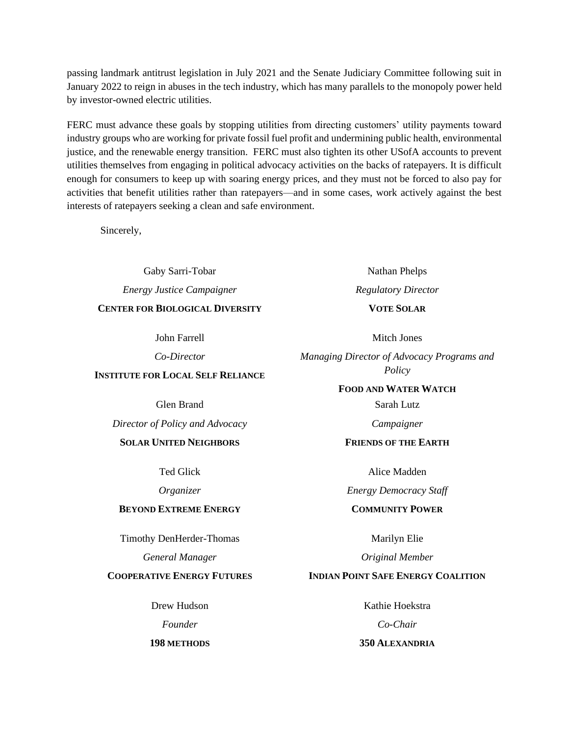passing landmark antitrust legislation in July 2021 and the Senate Judiciary Committee following suit in January 2022 to reign in abuses in the tech industry, which has many parallels to the monopoly power held by investor-owned electric utilities.

FERC must advance these goals by stopping utilities from directing customers' utility payments toward industry groups who are working for private fossil fuel profit and undermining public health, environmental justice, and the renewable energy transition. FERC must also tighten its other USofA accounts to prevent utilities themselves from engaging in political advocacy activities on the backs of ratepayers. It is difficult enough for consumers to keep up with soaring energy prices, and they must not be forced to also pay for activities that benefit utilities rather than ratepayers—and in some cases, work actively against the best interests of ratepayers seeking a clean and safe environment.

Sincerely,

Gaby Sarri-Tobar
*Energy Justice Campaigner*
**CENTER FOR BIOLOGICAL DIVERSITY**

Nathan Phelps
*Regulatory Director*
**VOTE SOLAR**

John Farrell
*Co-Director*
**INSTITUTE FOR LOCAL SELF RELIANCE**

Mitch Jones
*Managing Director of Advocacy Programs and Policy*
**FOOD AND WATER WATCH**

Glen Brand
*Director of Policy and Advocacy*
**SOLAR UNITED NEIGHBORS**

Sarah Lutz
*Campaigner*
**FRIENDS OF THE EARTH**

Ted Glick
*Organizer*
**BEYOND EXTREME ENERGY**

Alice Madden
*Energy Democracy Staff*
**COMMUNITY POWER**

Timothy DenHerder-Thomas
*General Manager*
**COOPERATIVE ENERGY FUTURES**

Marilyn Elie
*Original Member*
**INDIAN POINT SAFE ENERGY COALITION**

Drew Hudson
*Founder*
**198 METHODS**

Kathie Hoekstra
*Co-Chair*
**350 ALEXANDRIA**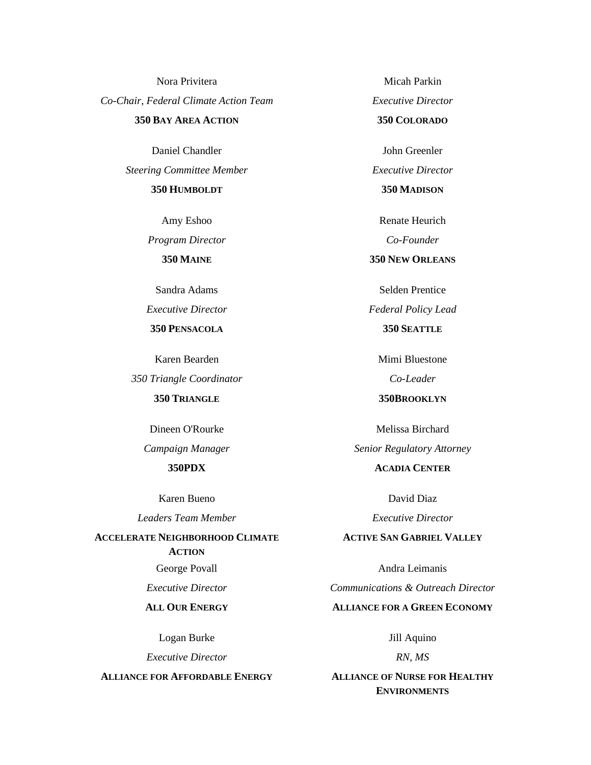Nora Privitera
*Co-Chair, Federal Climate Action Team*
**350 BAY AREA ACTION**

Micah Parkin
*Executive Director*
**350 COLORADO**

Daniel Chandler
*Steering Committee Member*
**350 HUMBOLDT**

John Greenler
*Executive Director*
**350 MADISON**

Amy Eshoo
*Program Director*
**350 MAINE**

Renate Heurich
*Co-Founder*
**350 NEW ORLEANS**

Sandra Adams
*Executive Director*
**350 PENSACOLA**

Selden Prentice
*Federal Policy Lead*
**350 SEATTLE**

Karen Bearden
*350 Triangle Coordinator*
**350 TRIANGLE**

Mimi Bluestone
*Co-Leader*
**350BROOKLYN**

Dineen O'Rourke
*Campaign Manager*
**350PDX**

Melissa Birchard
*Senior Regulatory Attorney*
**ACADIA CENTER**

Karen Bueno
*Leaders Team Member*
**ACCELERATE NEIGHBORHOOD CLIMATE ACTION**

David Diaz
*Executive Director*
**ACTIVE SAN GABRIEL VALLEY**

George Povall
*Executive Director*
**ALL OUR ENERGY**

Andra Leimanis
*Communications & Outreach Director*
**ALLIANCE FOR A GREEN ECONOMY**

Logan Burke
*Executive Director*
**ALLIANCE FOR AFFORDABLE ENERGY**

Jill Aquino
*RN, MS*
**ALLIANCE OF NURSE FOR HEALTHY ENVIRONMENTS**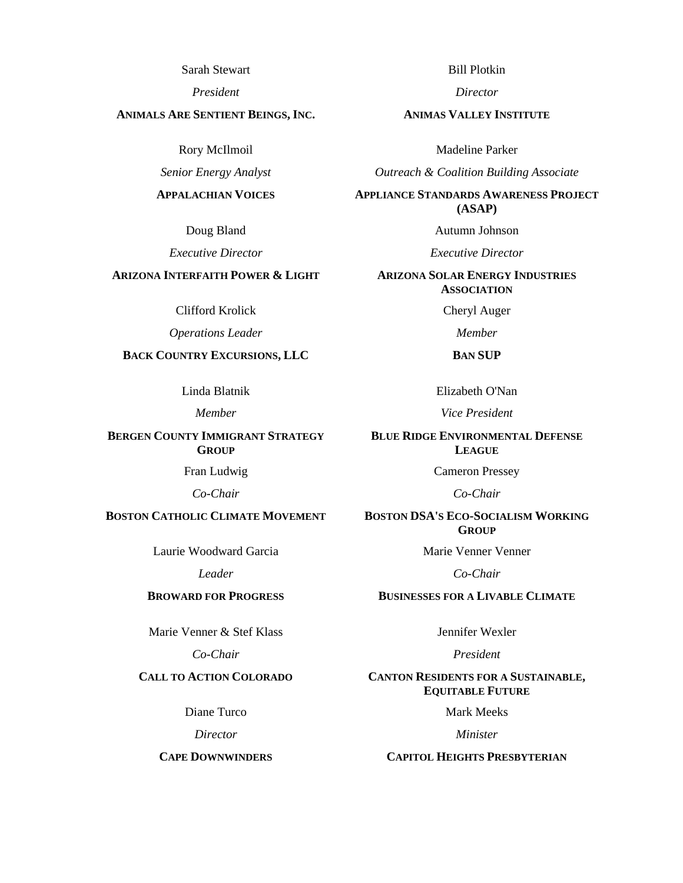Sarah Stewart

*President*

**ANIMALS ARE SENTIENT BEINGS, INC.**

Bill Plotkin

*Director*

**ANIMAS VALLEY INSTITUTE**

Rory McIlmoil

*Senior Energy Analyst*

**APPALACHIAN VOICES**

Madeline Parker

*Outreach & Coalition Building Associate*

**APPLIANCE STANDARDS AWARENESS PROJECT (ASAP)**

Doug Bland

*Executive Director*

**ARIZONA INTERFAITH POWER & LIGHT**

Autumn Johnson

*Executive Director*

**ARIZONA SOLAR ENERGY INDUSTRIES ASSOCIATION**

Clifford Krolick

*Operations Leader*

**BACK COUNTRY EXCURSIONS, LLC**

Cheryl Auger

*Member*

**BAN SUP**

Linda Blatnik

*Member*

**BERGEN COUNTY IMMIGRANT STRATEGY GROUP**

Elizabeth O'Nan

*Vice President*

**BLUE RIDGE ENVIRONMENTAL DEFENSE LEAGUE**

Fran Ludwig

*Co-Chair*

**BOSTON CATHOLIC CLIMATE MOVEMENT**

Cameron Pressey

*Co-Chair*

**BOSTON DSA'S ECO-SOCIALISM WORKING GROUP**

Laurie Woodward Garcia

*Leader*

**BROWARD FOR PROGRESS**

Marie Venner Venner

*Co-Chair*

**BUSINESSES FOR A LIVABLE CLIMATE**

Marie Venner & Stef Klass

*Co-Chair*

**CALL TO ACTION COLORADO**

Jennifer Wexler

*President*

**CANTON RESIDENTS FOR A SUSTAINABLE, EQUITABLE FUTURE**

Diane Turco

*Director*

**CAPE DOWNWINDERS**

Mark Meeks

*Minister*

**CAPITOL HEIGHTS PRESBYTERIAN**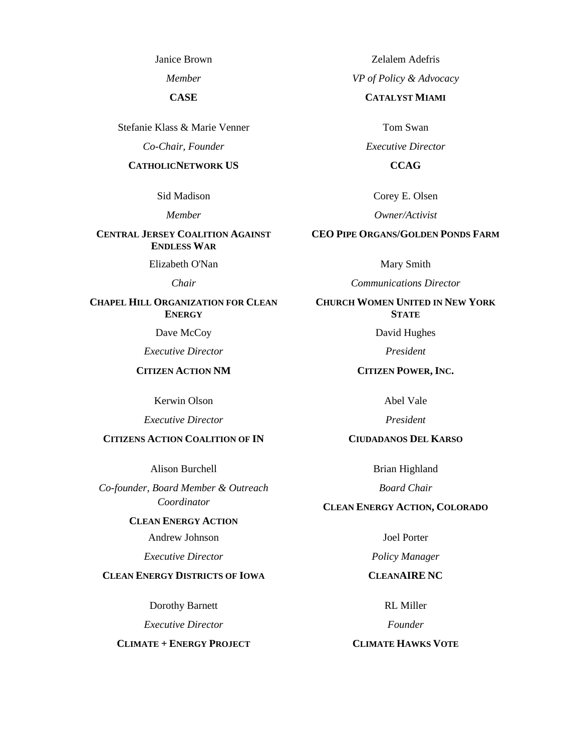Janice Brown

*Member*

**CASE**

Zelalem Adefris

*VP of Policy & Advocacy*

**CATALYST MIAMI**

Stefanie Klass & Marie Venner

*Co-Chair, Founder*

**CATHOLICNETWORK US**

Tom Swan

*Executive Director*

**CCAG**

Sid Madison

*Member*

**CENTRAL JERSEY COALITION AGAINST ENDLESS WAR**

Corey E. Olsen

*Owner/Activist*

**CEO PIPE ORGANS/GOLDEN PONDS FARM**

Elizabeth O'Nan

*Chair*

**CHAPEL HILL ORGANIZATION FOR CLEAN ENERGY**

Mary Smith

*Communications Director*

**CHURCH WOMEN UNITED IN NEW YORK STATE**

Dave McCoy

*Executive Director*

**CITIZEN ACTION NM**

David Hughes

*President*

**CITIZEN POWER, INC.**

Kerwin Olson

*Executive Director*

**CITIZENS ACTION COALITION OF IN**

Abel Vale

*President*

**CIUDADANOS DEL KARSO**

Alison Burchell

*Co-founder, Board Member & Outreach Coordinator*

**CLEAN ENERGY ACTION**

Brian Highland

*Board Chair*

**CLEAN ENERGY ACTION, COLORADO**

Andrew Johnson

*Executive Director*

**CLEAN ENERGY DISTRICTS OF IOWA**

Joel Porter

*Policy Manager*

**CLEANAIRE NC**

Dorothy Barnett

*Executive Director*

**CLIMATE + ENERGY PROJECT**

RL Miller

*Founder*

**CLIMATE HAWKS VOTE**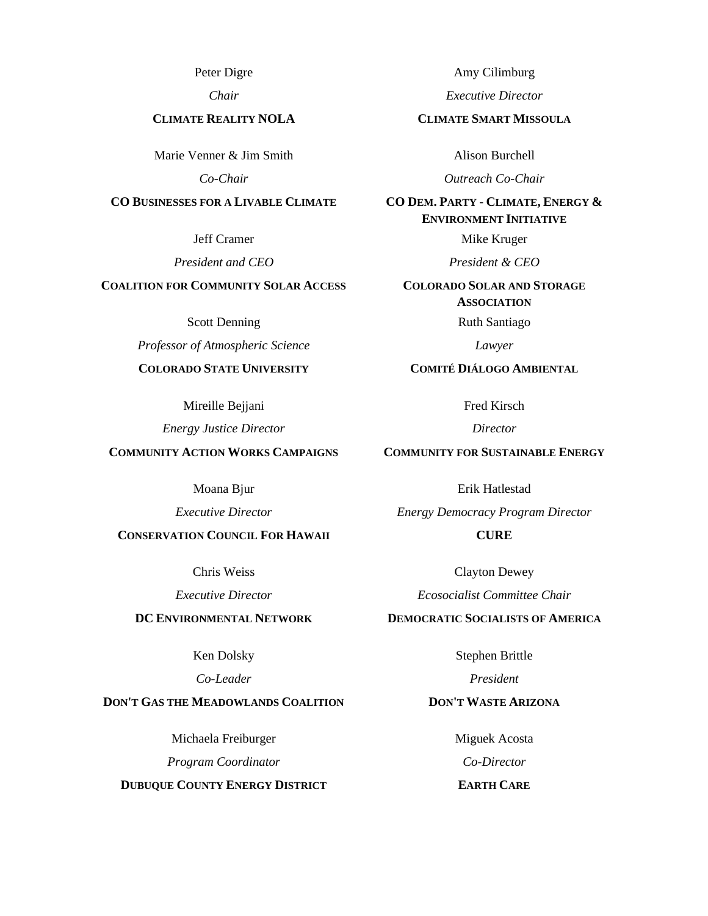Peter Digre

*Chair*

**CLIMATE REALITY NOLA**

Amy Cilimburg

*Executive Director*

**CLIMATE SMART MISSOULA**

Marie Venner & Jim Smith

*Co-Chair*

**CO BUSINESSES FOR A LIVABLE CLIMATE**

Alison Burchell

*Outreach Co-Chair*

**CO DEM. PARTY - CLIMATE, ENERGY & ENVIRONMENT INITIATIVE**

Jeff Cramer

*President and CEO*

**COALITION FOR COMMUNITY SOLAR ACCESS**

Mike Kruger

*President & CEO*

**COLORADO SOLAR AND STORAGE ASSOCIATION**

Scott Denning

*Professor of Atmospheric Science*

**COLORADO STATE UNIVERSITY**

Ruth Santiago

*Lawyer*

**COMITÉ DIÁLOGO AMBIENTAL**

Mireille Bejjani

*Energy Justice Director*

**COMMUNITY ACTION WORKS CAMPAIGNS**

Fred Kirsch

*Director*

**COMMUNITY FOR SUSTAINABLE ENERGY**

Moana Bjur

*Executive Director*

**CONSERVATION COUNCIL FOR HAWAII**

Erik Hatlestad

*Energy Democracy Program Director*

**CURE**

Chris Weiss

*Executive Director*

**DC ENVIRONMENTAL NETWORK**

Clayton Dewey

*Ecosocialist Committee Chair*

**DEMOCRATIC SOCIALISTS OF AMERICA**

Ken Dolsky

*Co-Leader*

**DON'T GAS THE MEADOWLANDS COALITION**

Stephen Brittle

*President*

**DON'T WASTE ARIZONA**

Michaela Freiburger

*Program Coordinator*

**DUBUQUE COUNTY ENERGY DISTRICT**

Miguek Acosta

*Co-Director*

**EARTH CARE**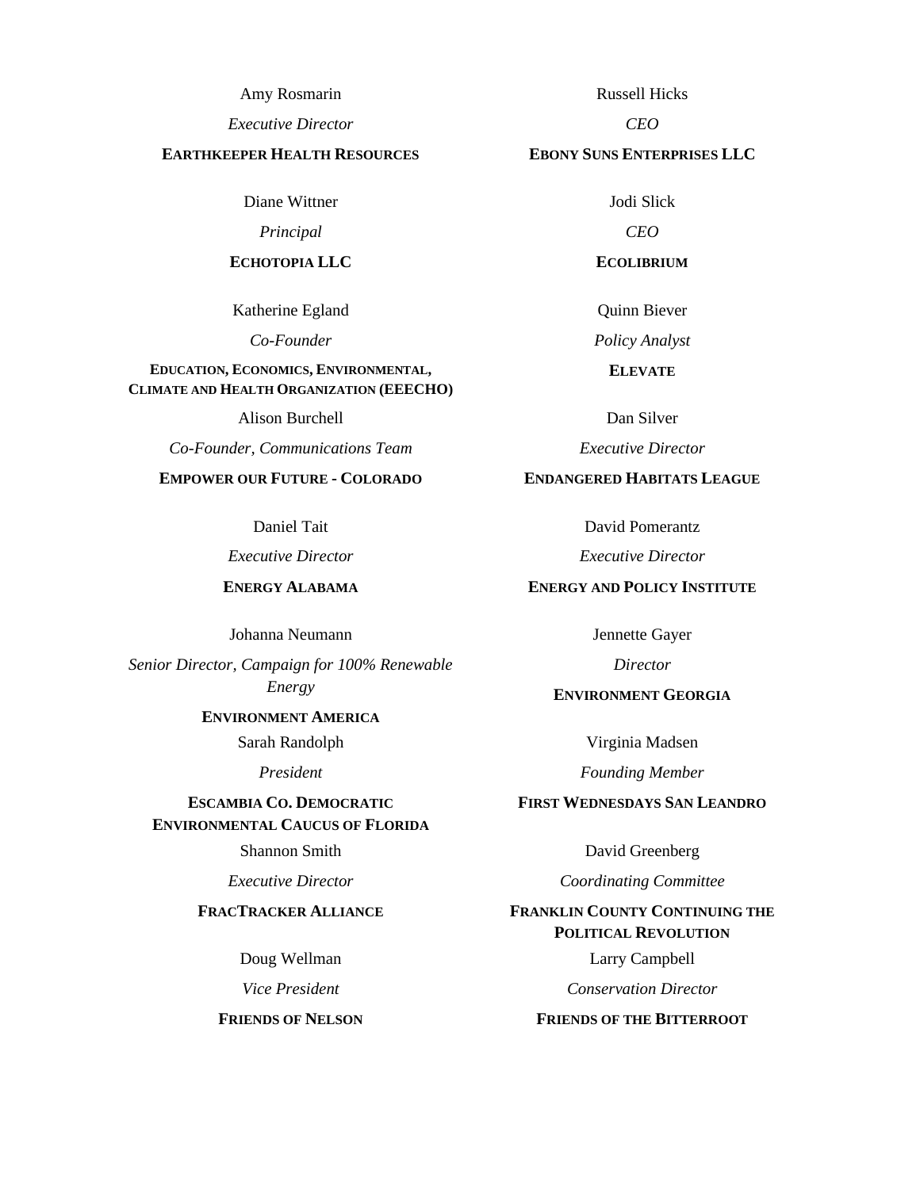Amy Rosmarin

*Executive Director*

**EARTHKEEPER HEALTH RESOURCES**

Russell Hicks

*CEO*

**EBONY SUNS ENTERPRISES LLC**

Diane Wittner

*Principal*

**ECHOTOPIA LLC**

Jodi Slick

*CEO*

**ECOLIBRIUM**

Katherine Egland

*Co-Founder*

**EDUCATION, ECONOMICS, ENVIRONMENTAL, CLIMATE AND HEALTH ORGANIZATION (EEECHO)**

Quinn Biever

*Policy Analyst*

**ELEVATE**

Alison Burchell

*Co-Founder, Communications Team*

**EMPOWER OUR FUTURE - COLORADO**

Dan Silver

*Executive Director*

**ENDANGERED HABITATS LEAGUE**

Daniel Tait

*Executive Director*

**ENERGY ALABAMA**

David Pomerantz

*Executive Director*

**ENERGY AND POLICY INSTITUTE**

Johanna Neumann

*Senior Director, Campaign for 100% Renewable Energy*

**ENVIRONMENT AMERICA**

Jennette Gayer

*Director*

**ENVIRONMENT GEORGIA**

Sarah Randolph

*President*

**ESCAMBIA CO. DEMOCRATIC ENVIRONMENTAL CAUCUS OF FLORIDA**

Virginia Madsen

*Founding Member*

**FIRST WEDNESDAYS SAN LEANDRO**

Shannon Smith

*Executive Director*

**FRACTRACKER ALLIANCE**

David Greenberg

*Coordinating Committee*

**FRANKLIN COUNTY CONTINUING THE POLITICAL REVOLUTION**

Doug Wellman

*Vice President*

**FRIENDS OF NELSON**

Larry Campbell

*Conservation Director*

**FRIENDS OF THE BITTERROOT**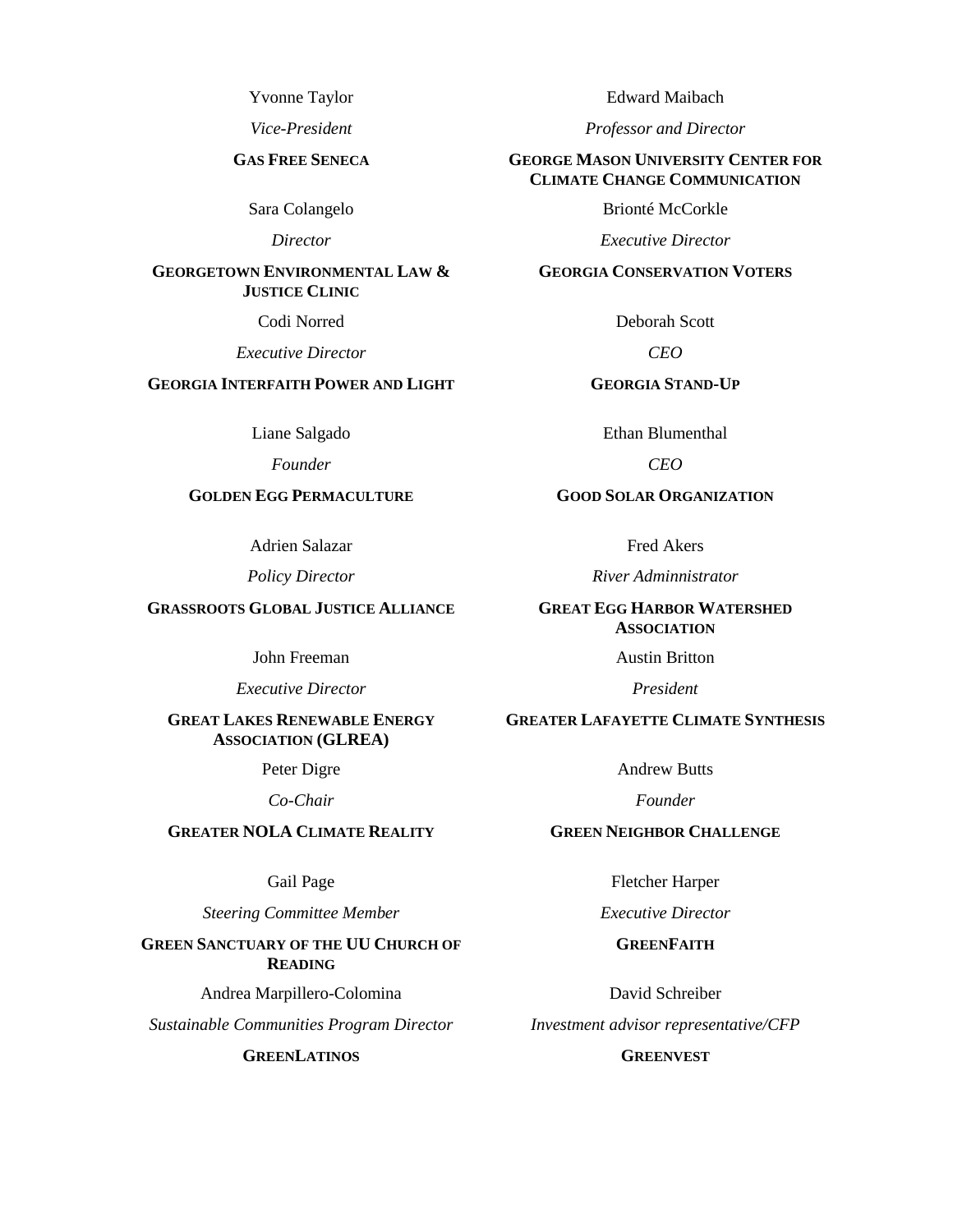Yvonne Taylor

*Vice-President*

**GAS FREE SENECA**

Edward Maibach

*Professor and Director*

**GEORGE MASON UNIVERSITY CENTER FOR CLIMATE CHANGE COMMUNICATION**

Sara Colangelo

*Director*

**GEORGETOWN ENVIRONMENTAL LAW & JUSTICE CLINIC**

Brionté McCorkle

*Executive Director*

**GEORGIA CONSERVATION VOTERS**

Codi Norred

*Executive Director*

**GEORGIA INTERFAITH POWER AND LIGHT**

Deborah Scott

*CEO*

**GEORGIA STAND-UP**

Liane Salgado

*Founder*

**GOLDEN EGG PERMACULTURE**

Ethan Blumenthal

*CEO*

**GOOD SOLAR ORGANIZATION**

Adrien Salazar

*Policy Director*

**GRASSROOTS GLOBAL JUSTICE ALLIANCE**

Fred Akers

*River Adminnistrator*

**GREAT EGG HARBOR WATERSHED ASSOCIATION**

John Freeman

*Executive Director*

**GREAT LAKES RENEWABLE ENERGY ASSOCIATION (GLREA)**

Austin Britton

*President*

**GREATER LAFAYETTE CLIMATE SYNTHESIS**

Peter Digre

*Co-Chair*

**GREATER NOLA CLIMATE REALITY**

Andrew Butts

*Founder*

**GREEN NEIGHBOR CHALLENGE**

Gail Page

*Steering Committee Member*

**GREEN SANCTUARY OF THE UU CHURCH OF READING**

Fletcher Harper

*Executive Director*

**GREENFAITH**

Andrea Marpillero-Colomina

*Sustainable Communities Program Director*

**GREENLATINOS**

David Schreiber

*Investment advisor representative/CFP*

**GREENVEST**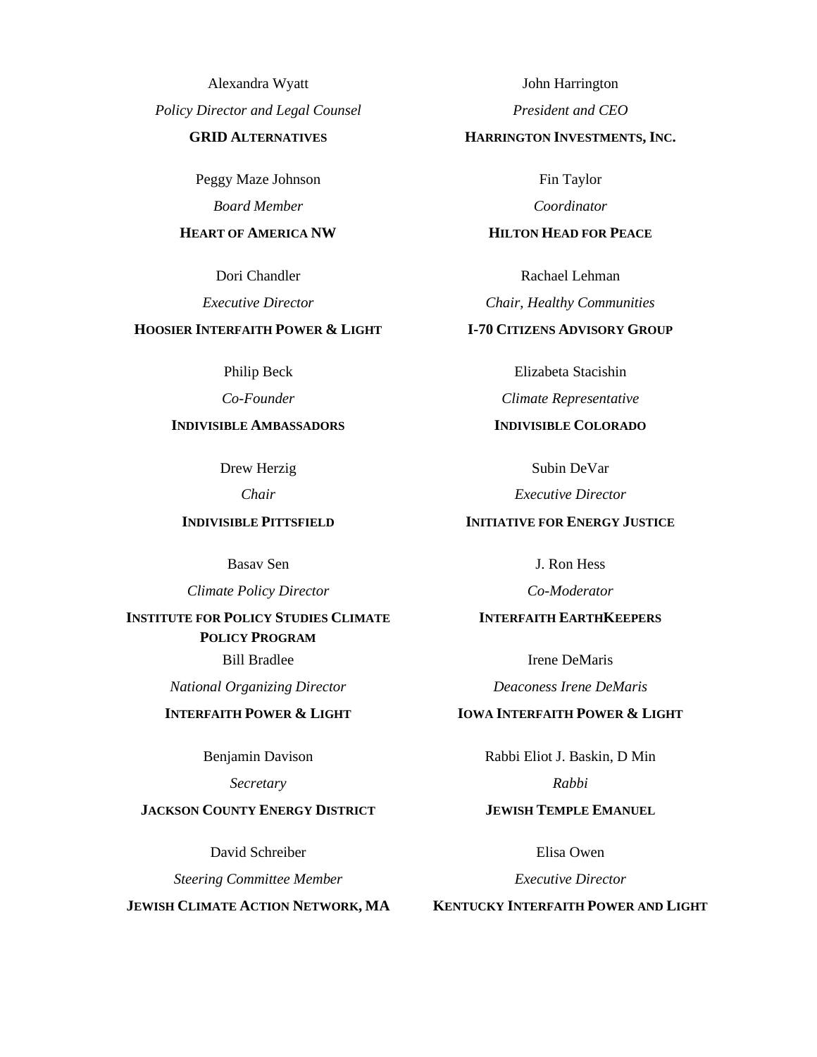Alexandra Wyatt
*Policy Director and Legal Counsel*
**GRID ALTERNATIVES**

John Harrington
*President and CEO*
**HARRINGTON INVESTMENTS, INC.**

Peggy Maze Johnson
*Board Member*
**HEART OF AMERICA NW**

Fin Taylor
*Coordinator*
**HILTON HEAD FOR PEACE**

Dori Chandler
*Executive Director*
**HOOSIER INTERFAITH POWER & LIGHT**

Rachael Lehman
*Chair, Healthy Communities*
**I-70 CITIZENS ADVISORY GROUP**

Philip Beck
*Co-Founder*
**INDIVISIBLE AMBASSADORS**

Elizabeta Stacishin
*Climate Representative*
**INDIVISIBLE COLORADO**

Drew Herzig
*Chair*
**INDIVISIBLE PITTSFIELD**

Subin DeVar
*Executive Director*
**INITIATIVE FOR ENERGY JUSTICE**

Basav Sen
*Climate Policy Director*
**INSTITUTE FOR POLICY STUDIES CLIMATE POLICY PROGRAM**

J. Ron Hess
*Co-Moderator*
**INTERFAITH EARTHKEEPERS**

Bill Bradlee
*National Organizing Director*
**INTERFAITH POWER & LIGHT**

Irene DeMaris
*Deaconess Irene DeMaris*
**IOWA INTERFAITH POWER & LIGHT**

Benjamin Davison
*Secretary*
**JACKSON COUNTY ENERGY DISTRICT**

Rabbi Eliot J. Baskin, D Min
*Rabbi*
**JEWISH TEMPLE EMANUEL**

David Schreiber
*Steering Committee Member*
**JEWISH CLIMATE ACTION NETWORK, MA**

Elisa Owen
*Executive Director*
**KENTUCKY INTERFAITH POWER AND LIGHT**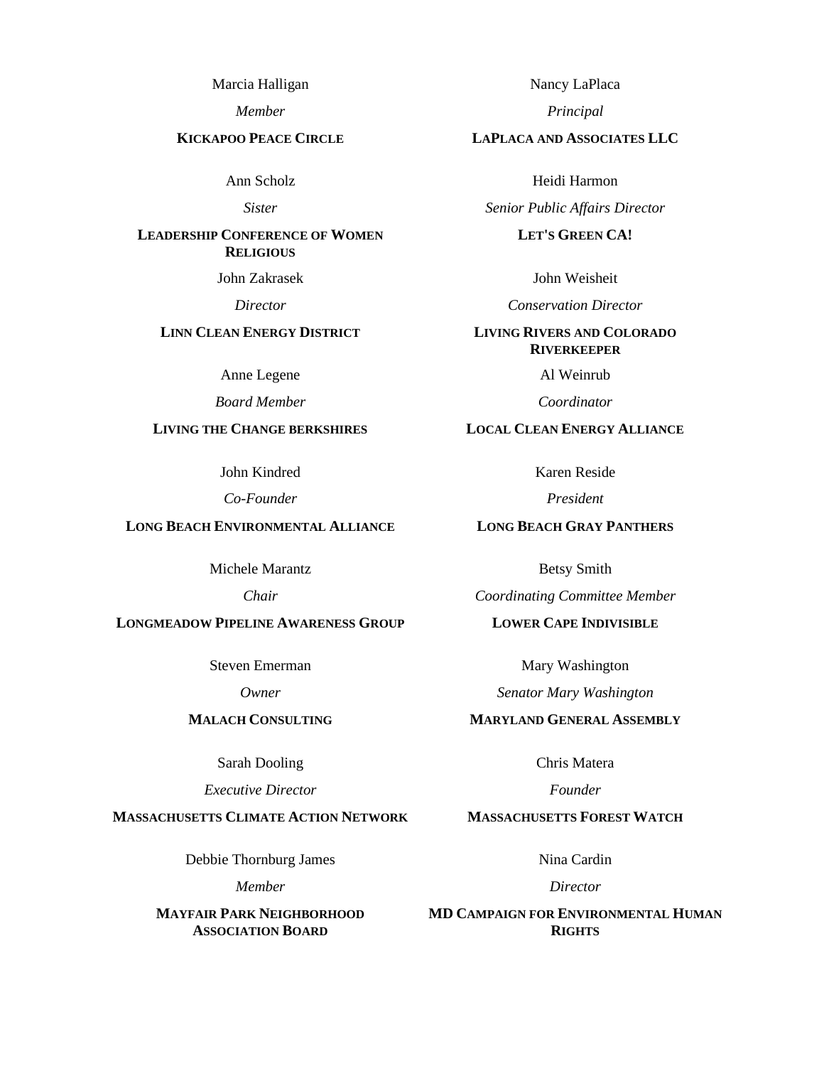Marcia Halligan

*Member*

**KICKAPOO PEACE CIRCLE**

Nancy LaPlaca

*Principal*

**LAPLACA AND ASSOCIATES LLC**

Ann Scholz

*Sister*

**LEADERSHIP CONFERENCE OF WOMEN RELIGIOUS**

Heidi Harmon

*Senior Public Affairs Director*

**LET'S GREEN CA!**

John Zakrasek

*Director*

**LINN CLEAN ENERGY DISTRICT**

John Weisheit

*Conservation Director*

**LIVING RIVERS AND COLORADO RIVERKEEPER**

Anne Legene

*Board Member*

**LIVING THE CHANGE BERKSHIRES**

Al Weinrub

*Coordinator*

**LOCAL CLEAN ENERGY ALLIANCE**

John Kindred

*Co-Founder*

**LONG BEACH ENVIRONMENTAL ALLIANCE**

Karen Reside

*President*

**LONG BEACH GRAY PANTHERS**

Michele Marantz

*Chair*

**LONGMEADOW PIPELINE AWARENESS GROUP**

Betsy Smith

*Coordinating Committee Member*

**LOWER CAPE INDIVISIBLE**

Steven Emerman

*Owner*

**MALACH CONSULTING**

Mary Washington

*Senator Mary Washington*

**MARYLAND GENERAL ASSEMBLY**

Sarah Dooling

*Executive Director*

**MASSACHUSETTS CLIMATE ACTION NETWORK**

Chris Matera

*Founder*

**MASSACHUSETTS FOREST WATCH**

Debbie Thornburg James

*Member*

**MAYFAIR PARK NEIGHBORHOOD ASSOCIATION BOARD**

Nina Cardin

*Director*

**MD CAMPAIGN FOR ENVIRONMENTAL HUMAN RIGHTS**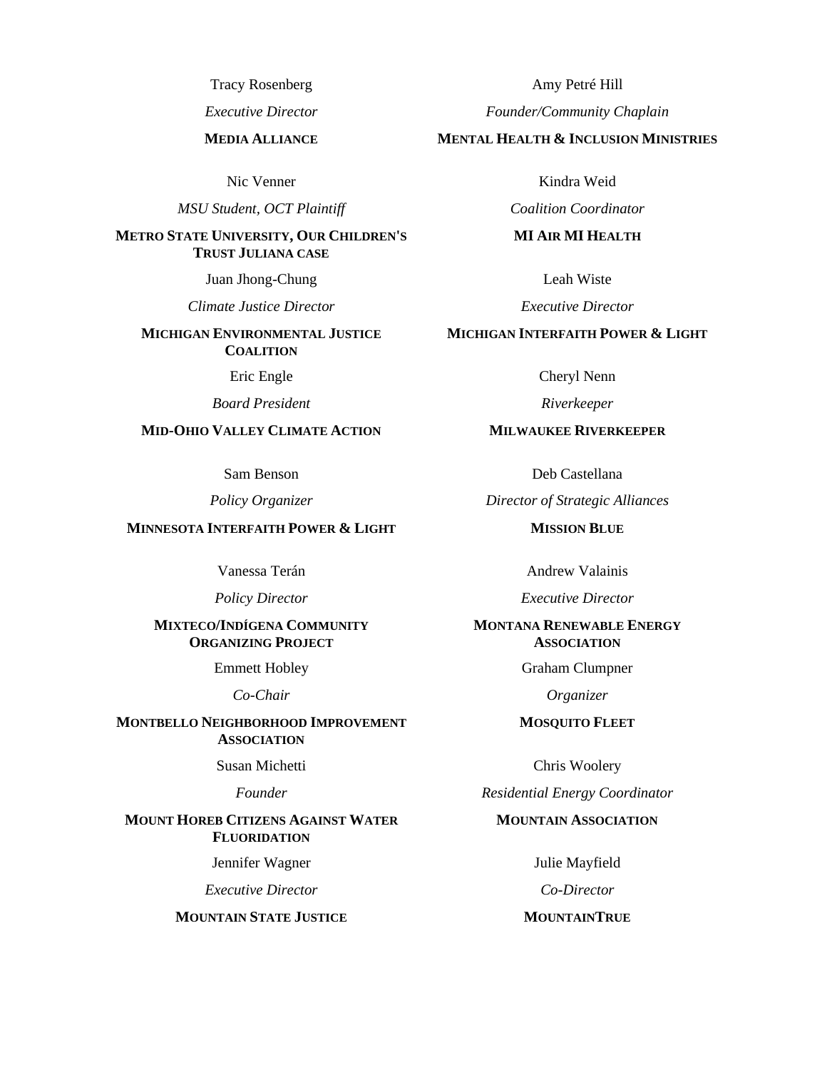Tracy Rosenberg

*Executive Director*

**MEDIA ALLIANCE**

Amy Petré Hill

*Founder/Community Chaplain*

**MENTAL HEALTH & INCLUSION MINISTRIES**

Nic Venner

*MSU Student, OCT Plaintiff*

**METRO STATE UNIVERSITY, OUR CHILDREN'S TRUST JULIANA CASE**

Kindra Weid

*Coalition Coordinator*

**MI AIR MI HEALTH**

Juan Jhong-Chung

*Climate Justice Director*

**MICHIGAN ENVIRONMENTAL JUSTICE COALITION**

Leah Wiste

*Executive Director*

**MICHIGAN INTERFAITH POWER & LIGHT**

Eric Engle

*Board President*

**MID-OHIO VALLEY CLIMATE ACTION**

Cheryl Nenn

*Riverkeeper*

**MILWAUKEE RIVERKEEPER**

Sam Benson

*Policy Organizer*

**MINNESOTA INTERFAITH POWER & LIGHT**

Deb Castellana

*Director of Strategic Alliances*

**MISSION BLUE**

Vanessa Terán

*Policy Director*

**MIXTECO/INDÍGENA COMMUNITY ORGANIZING PROJECT**

Andrew Valainis

*Executive Director*

**MONTANA RENEWABLE ENERGY ASSOCIATION**

Emmett Hobley

*Co-Chair*

**MONTBELLO NEIGHBORHOOD IMPROVEMENT ASSOCIATION**

Graham Clumpner

*Organizer*

**MOSQUITO FLEET**

Susan Michetti

*Founder*

**MOUNT HOREB CITIZENS AGAINST WATER FLUORIDATION**

Chris Woolery

*Residential Energy Coordinator*

**MOUNTAIN ASSOCIATION**

Jennifer Wagner

*Executive Director*

**MOUNTAIN STATE JUSTICE**

Julie Mayfield

*Co-Director*

**MOUNTAINTRUE**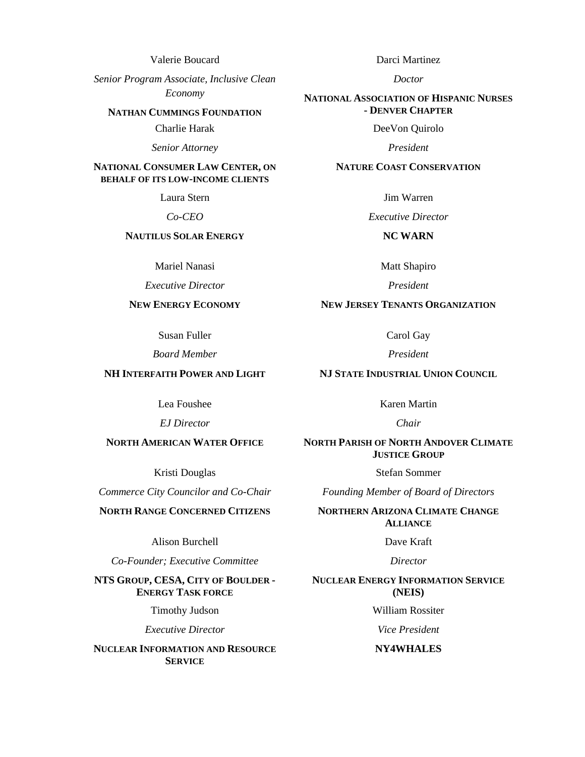Valerie Boucard

*Senior Program Associate, Inclusive Clean Economy*

**NATHAN CUMMINGS FOUNDATION**

Darci Martinez

*Doctor*

**NATIONAL ASSOCIATION OF HISPANIC NURSES - DENVER CHAPTER**

Charlie Harak

*Senior Attorney*

**NATIONAL CONSUMER LAW CENTER, ON BEHALF OF ITS LOW-INCOME CLIENTS**

DeeVon Quirolo

*President*

**NATURE COAST CONSERVATION**

Laura Stern

*Co-CEO*

**NAUTILUS SOLAR ENERGY**

Jim Warren

*Executive Director*

**NC WARN**

Mariel Nanasi

*Executive Director*

**NEW ENERGY ECONOMY**

Matt Shapiro

*President*

**NEW JERSEY TENANTS ORGANIZATION**

Susan Fuller

*Board Member*

**NH INTERFAITH POWER AND LIGHT**

Carol Gay

*President*

**NJ STATE INDUSTRIAL UNION COUNCIL**

Lea Foushee

*EJ Director*

**NORTH AMERICAN WATER OFFICE**

Karen Martin

*Chair*

**NORTH PARISH OF NORTH ANDOVER CLIMATE JUSTICE GROUP**

Kristi Douglas

*Commerce City Councilor and Co-Chair*

**NORTH RANGE CONCERNED CITIZENS**

Stefan Sommer

*Founding Member of Board of Directors*

**NORTHERN ARIZONA CLIMATE CHANGE ALLIANCE**

Alison Burchell

*Co-Founder; Executive Committee*

**NTS GROUP, CESA, CITY OF BOULDER - ENERGY TASK FORCE**

Dave Kraft

*Director*

**NUCLEAR ENERGY INFORMATION SERVICE (NEIS)**

Timothy Judson

*Executive Director*

**NUCLEAR INFORMATION AND RESOURCE SERVICE**

William Rossiter

*Vice President*

**NY4WHALES**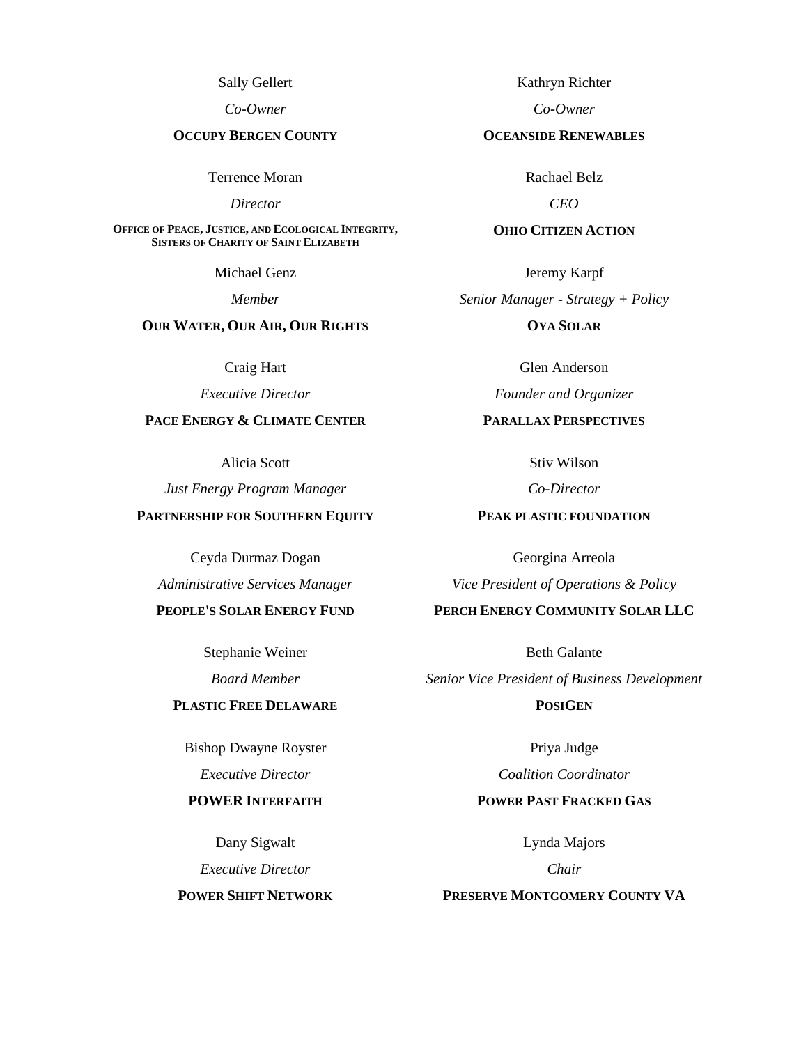Sally Gellert

*Co-Owner*

**OCCUPY BERGEN COUNTY**

Kathryn Richter

*Co-Owner*

**OCEANSIDE RENEWABLES**

Terrence Moran

*Director*

**OFFICE OF PEACE, JUSTICE, AND ECOLOGICAL INTEGRITY, SISTERS OF CHARITY OF SAINT ELIZABETH**

Rachael Belz

*CEO*

**OHIO CITIZEN ACTION**

Michael Genz

*Member*

**OUR WATER, OUR AIR, OUR RIGHTS**

Jeremy Karpf

*Senior Manager - Strategy + Policy*

**OYA SOLAR**

Craig Hart

*Executive Director*

**PACE ENERGY & CLIMATE CENTER**

Glen Anderson

*Founder and Organizer*

**PARALLAX PERSPECTIVES**

Alicia Scott

*Just Energy Program Manager*

**PARTNERSHIP FOR SOUTHERN EQUITY**

Stiv Wilson

*Co-Director*

**PEAK PLASTIC FOUNDATION**

Ceyda Durmaz Dogan

*Administrative Services Manager*

**PEOPLE'S SOLAR ENERGY FUND**

Georgina Arreola

*Vice President of Operations & Policy*

**PERCH ENERGY COMMUNITY SOLAR LLC**

Stephanie Weiner

*Board Member*

**PLASTIC FREE DELAWARE**

Beth Galante

*Senior Vice President of Business Development*

**POSIGEN**

Bishop Dwayne Royster

*Executive Director*

**POWER INTERFAITH**

Priya Judge

*Coalition Coordinator*

**POWER PAST FRACKED GAS**

Dany Sigwalt

*Executive Director*

**POWER SHIFT NETWORK**

Lynda Majors

*Chair*

**PRESERVE MONTGOMERY COUNTY VA**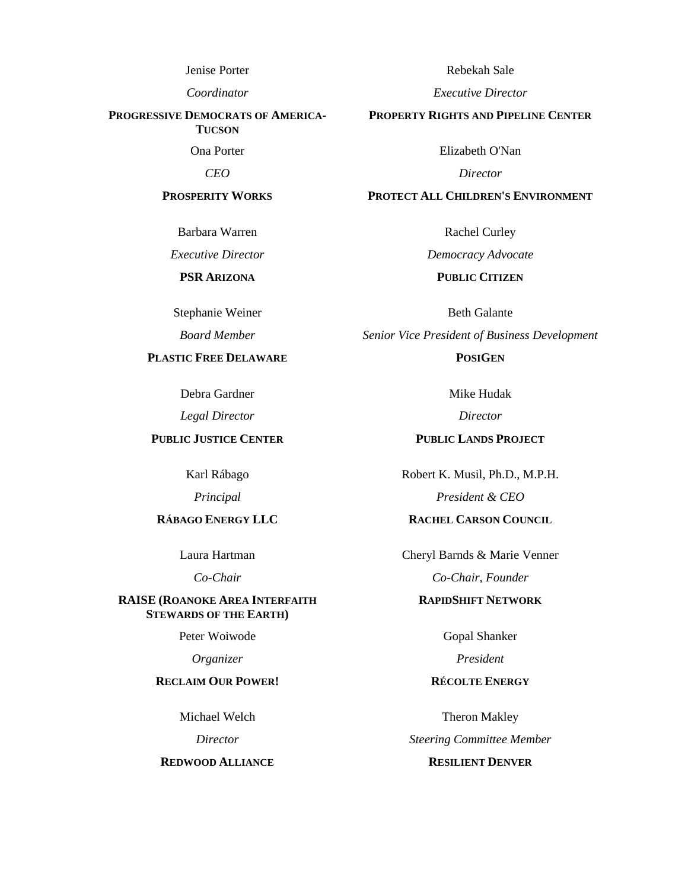Jenise Porter

*Coordinator*

**PROGRESSIVE DEMOCRATS OF AMERICA-TUCSON**

Rebekah Sale

*Executive Director*

**PROPERTY RIGHTS AND PIPELINE CENTER**

Ona Porter

*CEO*

**PROSPERITY WORKS**

Elizabeth O'Nan

*Director*

**PROTECT ALL CHILDREN'S ENVIRONMENT**

Barbara Warren

*Executive Director*

**PSR ARIZONA**

Rachel Curley

*Democracy Advocate*

**PUBLIC CITIZEN**

Stephanie Weiner

*Board Member*

**PLASTIC FREE DELAWARE**

Beth Galante

*Senior Vice President of Business Development*

**POSIGEN**

Debra Gardner

*Legal Director*

**PUBLIC JUSTICE CENTER**

Mike Hudak

*Director*

**PUBLIC LANDS PROJECT**

Karl Rábago

*Principal*

**RÁBAGO ENERGY LLC**

Robert K. Musil, Ph.D., M.P.H.

*President & CEO*

**RACHEL CARSON COUNCIL**

Laura Hartman

*Co-Chair*

**RAISE (ROANOKE AREA INTERFAITH STEWARDS OF THE EARTH)**

Cheryl Barnds & Marie Venner

*Co-Chair, Founder*

**RAPIDSHIFT NETWORK**

Peter Woiwode

*Organizer*

**RECLAIM OUR POWER!**

Gopal Shanker

*President*

**RÉCOLTE ENERGY**

Michael Welch

*Director*

**REDWOOD ALLIANCE**

Theron Makley

*Steering Committee Member*

**RESILIENT DENVER**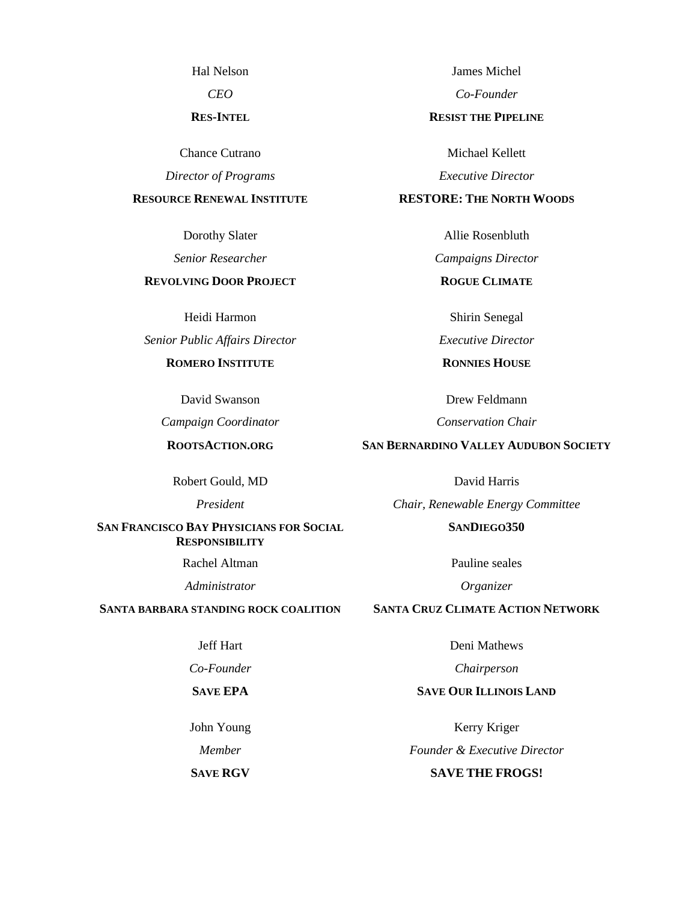Hal Nelson
*CEO*
**RES-INTEL**

James Michel
*Co-Founder*
**RESIST THE PIPELINE**

Chance Cutrano
*Director of Programs*
**RESOURCE RENEWAL INSTITUTE**

Michael Kellett
*Executive Director*
**RESTORE: THE NORTH WOODS**

Dorothy Slater
*Senior Researcher*
**REVOLVING DOOR PROJECT**

Allie Rosenbluth
*Campaigns Director*
**ROGUE CLIMATE**

Heidi Harmon
*Senior Public Affairs Director*
**ROMERO INSTITUTE**

Shirin Senegal
*Executive Director*
**RONNIES HOUSE**

David Swanson
*Campaign Coordinator*
**ROOTSACTION.ORG**

Drew Feldmann
*Conservation Chair*
**SAN BERNARDINO VALLEY AUDUBON SOCIETY**

Robert Gould, MD
*President*
**SAN FRANCISCO BAY PHYSICIANS FOR SOCIAL RESPONSIBILITY**

David Harris
*Chair, Renewable Energy Committee*
**SANDIEGO350**

Rachel Altman
*Administrator*
**SANTA BARBARA STANDING ROCK COALITION**

Pauline seales
*Organizer*
**SANTA CRUZ CLIMATE ACTION NETWORK**

Jeff Hart
*Co-Founder*
**SAVE EPA**

Deni Mathews
*Chairperson*
**SAVE OUR ILLINOIS LAND**

John Young
*Member*
**SAVE RGV**

Kerry Kriger
*Founder & Executive Director*
**SAVE THE FROGS!**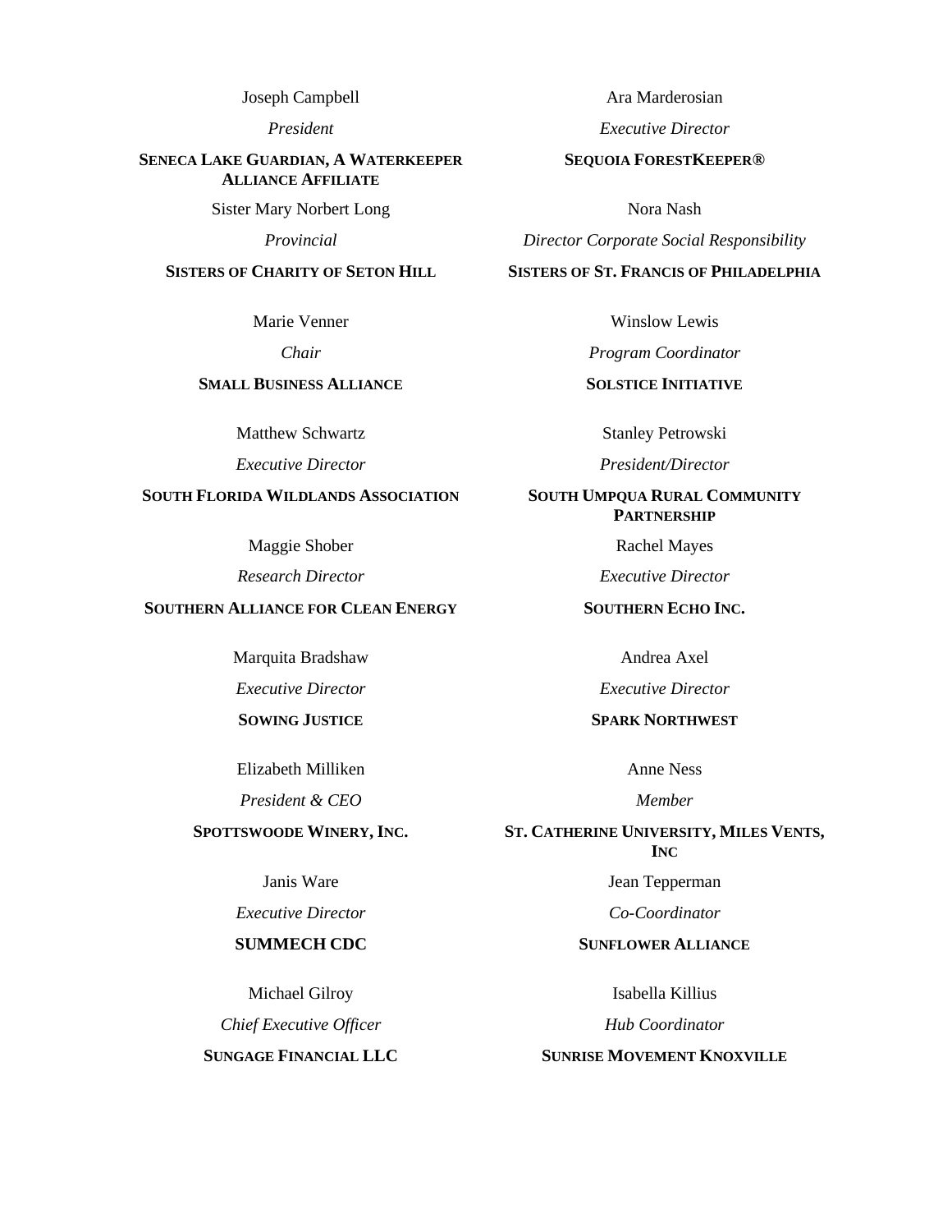Joseph Campbell

*President*

**SENECA LAKE GUARDIAN, A WATERKEEPER ALLIANCE AFFILIATE**

Ara Marderosian

*Executive Director*

**SEQUOIA FORESTKEEPER®**

Sister Mary Norbert Long

*Provincial*

**SISTERS OF CHARITY OF SETON HILL**

Nora Nash

*Director Corporate Social Responsibility*

**SISTERS OF ST. FRANCIS OF PHILADELPHIA**

Marie Venner

*Chair*

**SMALL BUSINESS ALLIANCE**

Winslow Lewis

*Program Coordinator*

**SOLSTICE INITIATIVE**

Matthew Schwartz

*Executive Director*

**SOUTH FLORIDA WILDLANDS ASSOCIATION**

Stanley Petrowski

*President/Director*

**SOUTH UMPQUA RURAL COMMUNITY PARTNERSHIP**

Maggie Shober

*Research Director*

**SOUTHERN ALLIANCE FOR CLEAN ENERGY**

Rachel Mayes

*Executive Director*

**SOUTHERN ECHO INC.**

Marquita Bradshaw

*Executive Director*

**SOWING JUSTICE**

Andrea Axel

*Executive Director*

**SPARK NORTHWEST**

Elizabeth Milliken

*President & CEO*

**SPOTTSWOODE WINERY, INC.**

Anne Ness

*Member*

**ST. CATHERINE UNIVERSITY, MILES VENTS, INC**

Janis Ware

*Executive Director*

**SUMMECH CDC**

Jean Tepperman

*Co-Coordinator*

**SUNFLOWER ALLIANCE**

Michael Gilroy

*Chief Executive Officer*

**SUNGAGE FINANCIAL LLC**

Isabella Killius

*Hub Coordinator*

**SUNRISE MOVEMENT KNOXVILLE**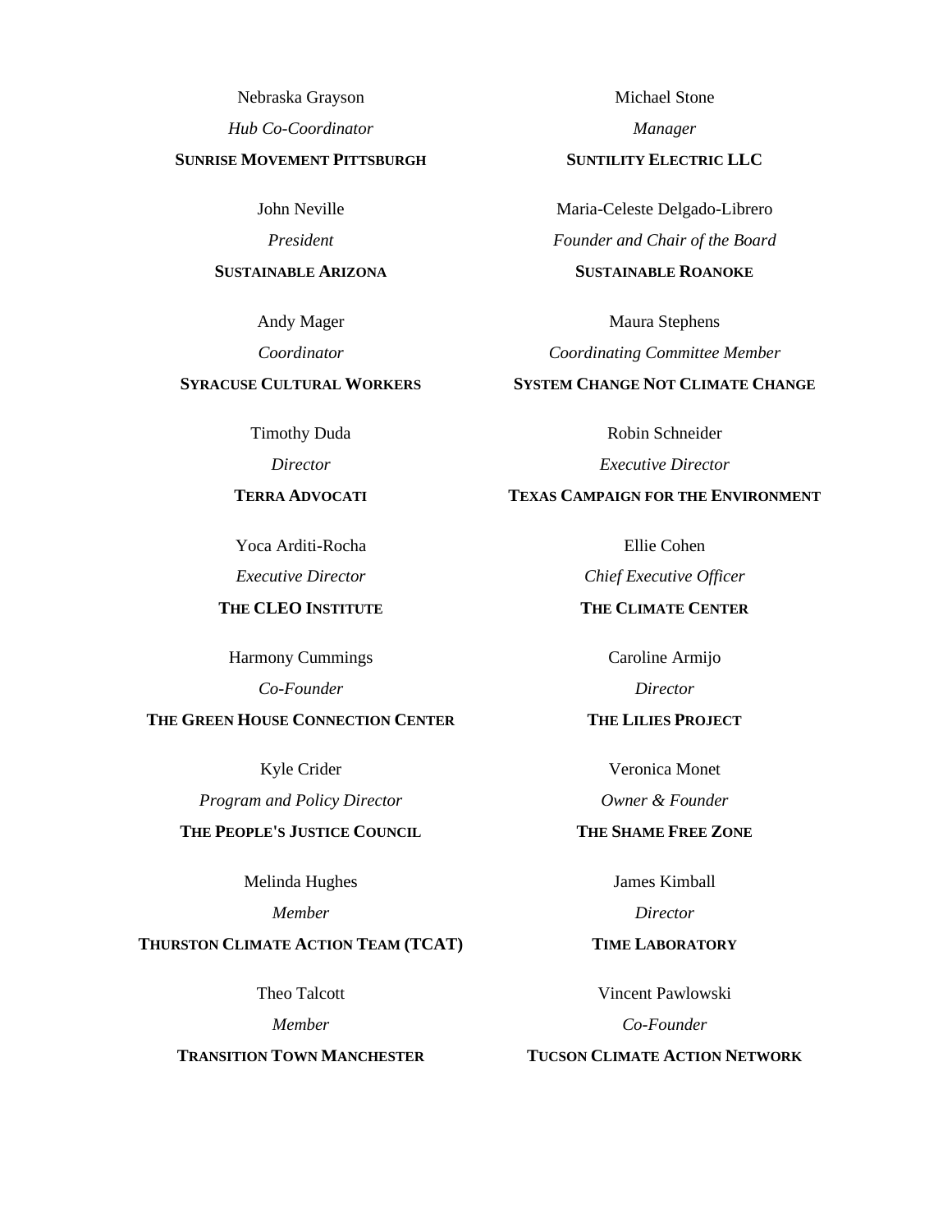Nebraska Grayson
*Hub Co-Coordinator*
**SUNRISE MOVEMENT PITTSBURGH**

Michael Stone
*Manager*
**SUNTILITY ELECTRIC LLC**

John Neville
*President*
**SUSTAINABLE ARIZONA**

Maria-Celeste Delgado-Librero
*Founder and Chair of the Board*
**SUSTAINABLE ROANOKE**

Andy Mager
*Coordinator*
**SYRACUSE CULTURAL WORKERS**

Maura Stephens
*Coordinating Committee Member*
**SYSTEM CHANGE NOT CLIMATE CHANGE**

Timothy Duda
*Director*
**TERRA ADVOCATI**

Robin Schneider
*Executive Director*
**TEXAS CAMPAIGN FOR THE ENVIRONMENT**

Yoca Arditi-Rocha
*Executive Director*
**THE CLEO INSTITUTE**

Ellie Cohen
*Chief Executive Officer*
**THE CLIMATE CENTER**

Harmony Cummings
*Co-Founder*
**THE GREEN HOUSE CONNECTION CENTER**

Caroline Armijo
*Director*
**THE LILIES PROJECT**

Kyle Crider
*Program and Policy Director*
**THE PEOPLE'S JUSTICE COUNCIL**

Veronica Monet
*Owner & Founder*
**THE SHAME FREE ZONE**

Melinda Hughes
*Member*
**THURSTON CLIMATE ACTION TEAM (TCAT)**

James Kimball
*Director*
**TIME LABORATORY**

Theo Talcott
*Member*
**TRANSITION TOWN MANCHESTER**

Vincent Pawlowski
*Co-Founder*
**TUCSON CLIMATE ACTION NETWORK**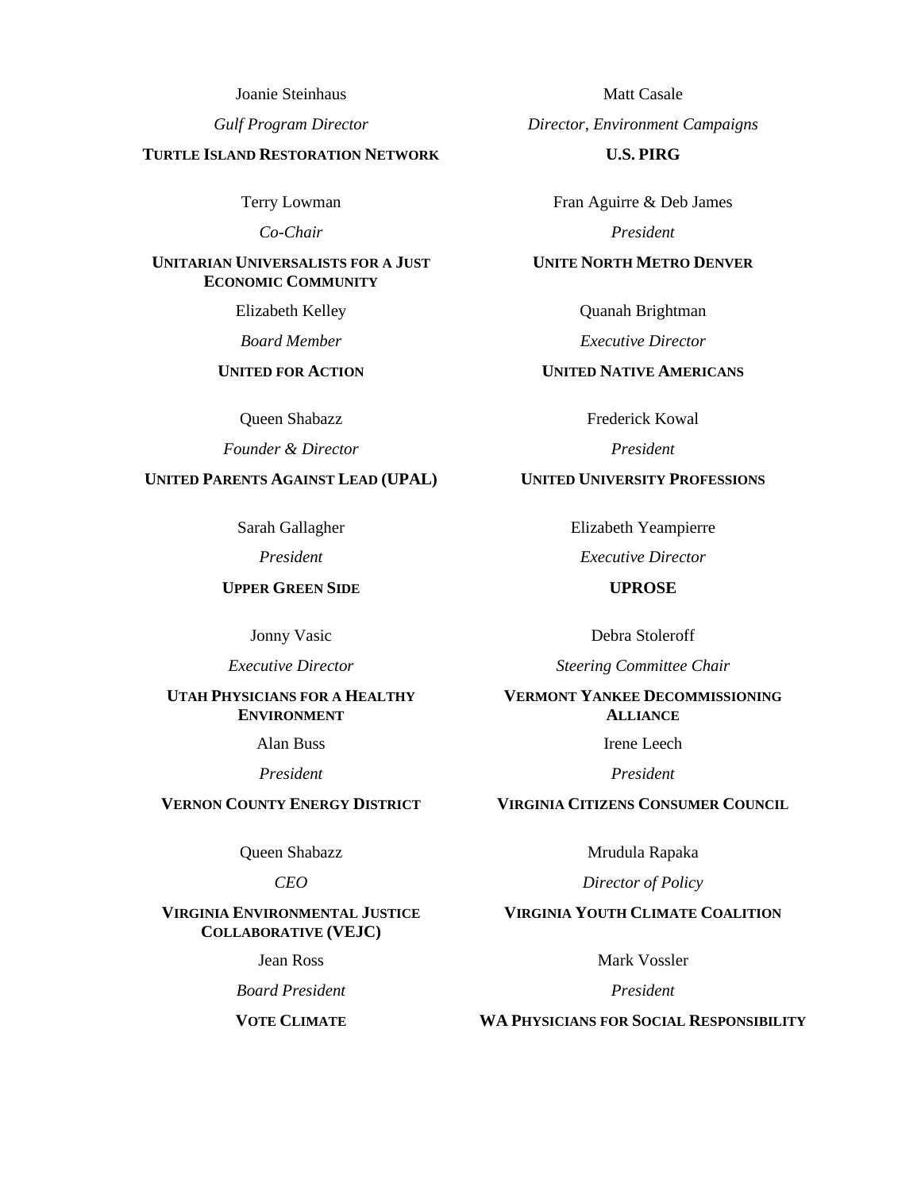Joanie Steinhaus

*Gulf Program Director*

**TURTLE ISLAND RESTORATION NETWORK**

Matt Casale

*Director, Environment Campaigns*

**U.S. PIRG**

Terry Lowman

*Co-Chair*

**UNITARIAN UNIVERSALISTS FOR A JUST ECONOMIC COMMUNITY**

Fran Aguirre & Deb James

*President*

**UNITE NORTH METRO DENVER**

Elizabeth Kelley

*Board Member*

**UNITED FOR ACTION**

Quanah Brightman

*Executive Director*

**UNITED NATIVE AMERICANS**

Queen Shabazz

*Founder & Director*

**UNITED PARENTS AGAINST LEAD (UPAL)**

Frederick Kowal

*President*

**UNITED UNIVERSITY PROFESSIONS**

Sarah Gallagher

*President*

**UPPER GREEN SIDE**

Elizabeth Yeampierre

*Executive Director*

**UPROSE**

Jonny Vasic

*Executive Director*

**UTAH PHYSICIANS FOR A HEALTHY ENVIRONMENT**

Debra Stoleroff

*Steering Committee Chair*

**VERMONT YANKEE DECOMMISSIONING ALLIANCE**

Alan Buss

*President*

**VERNON COUNTY ENERGY DISTRICT**

Irene Leech

*President*

**VIRGINIA CITIZENS CONSUMER COUNCIL**

Queen Shabazz

*CEO*

**VIRGINIA ENVIRONMENTAL JUSTICE COLLABORATIVE (VEJC)**

Mrudula Rapaka

*Director of Policy*

**VIRGINIA YOUTH CLIMATE COALITION**

Jean Ross

*Board President*

**VOTE CLIMATE**

Mark Vossler

*President*

**WA PHYSICIANS FOR SOCIAL RESPONSIBILITY**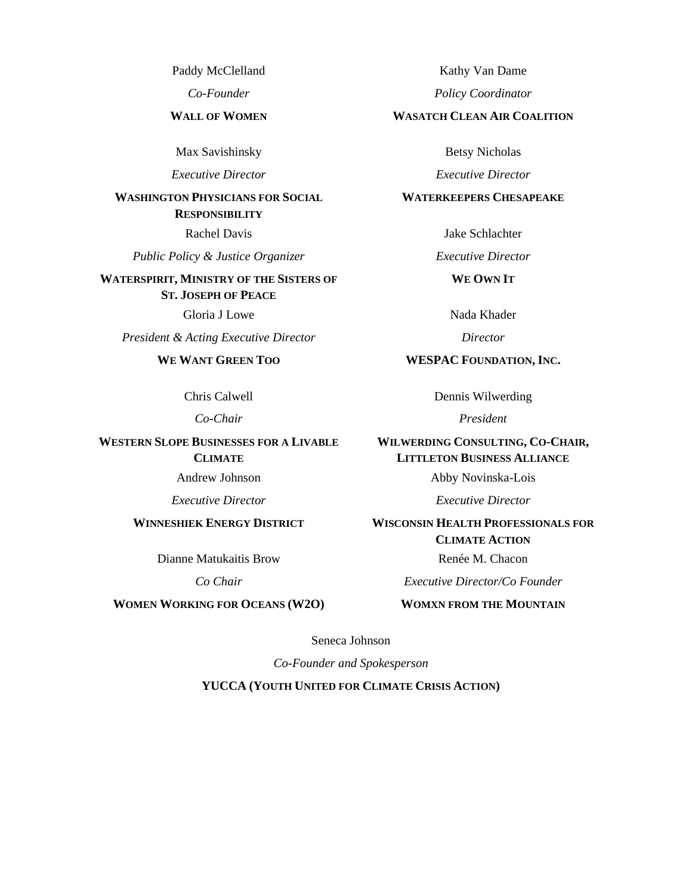Paddy McClelland

*Co-Founder*

**WALL OF WOMEN**

Kathy Van Dame

*Policy Coordinator*

**WASATCH CLEAN AIR COALITION**

Max Savishinsky

*Executive Director*

**WASHINGTON PHYSICIANS FOR SOCIAL RESPONSIBILITY**

Betsy Nicholas

*Executive Director*

**WATERKEEPERS CHESAPEAKE**

Rachel Davis

*Public Policy & Justice Organizer*

**WATERSPIRIT, MINISTRY OF THE SISTERS OF ST. JOSEPH OF PEACE**

Jake Schlachter

*Executive Director*

**WE OWN IT**

Gloria J Lowe

*President & Acting Executive Director*

**WE WANT GREEN TOO**

Nada Khader

*Director*

**WESPAC FOUNDATION, INC.**

Chris Calwell

*Co-Chair*

**WESTERN SLOPE BUSINESSES FOR A LIVABLE CLIMATE**

Dennis Wilwerding

*President*

**WILWERDING CONSULTING, CO-CHAIR, LITTLETON BUSINESS ALLIANCE**

Andrew Johnson

*Executive Director*

**WINNESHIEK ENERGY DISTRICT**

Abby Novinska-Lois

*Executive Director*

**WISCONSIN HEALTH PROFESSIONALS FOR CLIMATE ACTION**

Dianne Matukaitis Brow

*Co Chair*

**WOMEN WORKING FOR OCEANS (W2O)**

Renée M. Chacon

*Executive Director/Co Founder*

**WOMXN FROM THE MOUNTAIN**

Seneca Johnson

*Co-Founder and Spokesperson*

**YUCCA (YOUTH UNITED FOR CLIMATE CRISIS ACTION)**